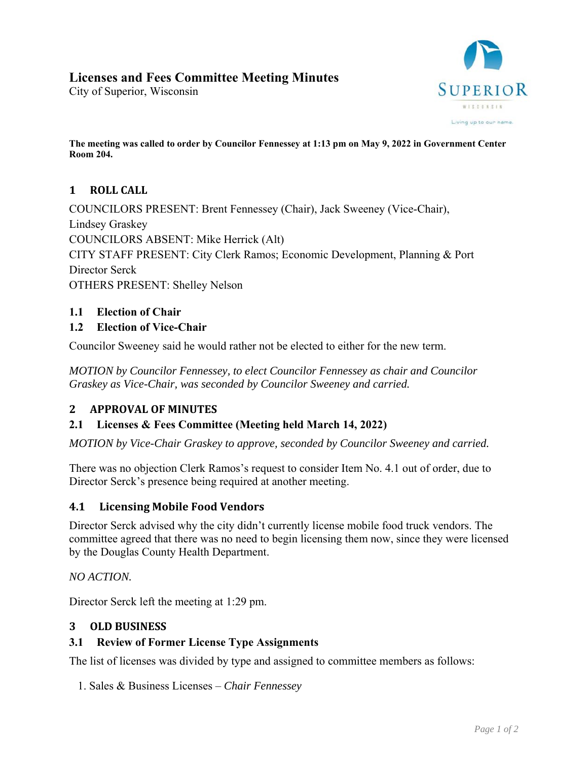# Licenses and Fees Committee Meeting Minutes

City of Superior, Wisconsin

**The meeting was called to order by Councilor Fennessey at 1:13 pm on May 9, 2022 in Government Center Room 204.**

## 1 ROLL CALL

COUNCILORS PRESENT: Brent Fennessey (Chair), Jack Sweeney (Vice-Chair), Lindsey Graskey
COUNCILORS ABSENT: Mike Herrick (Alt)
CITY STAFF PRESENT: City Clerk Ramos; Economic Development, Planning & Port Director Serck
OTHERS PRESENT: Shelley Nelson

### 1.1 Election of Chair

### 1.2 Election of Vice-Chair

Councilor Sweeney said he would rather not be elected to either for the new term.

*MOTION by Councilor Fennessey, to elect Councilor Fennessey as chair and Councilor Graskey as Vice-Chair, was seconded by Councilor Sweeney and carried.*

## 2 APPROVAL OF MINUTES

### 2.1 Licenses & Fees Committee (Meeting held March 14, 2022)

*MOTION by Vice-Chair Graskey to approve, seconded by Councilor Sweeney and carried.*

There was no objection Clerk Ramos's request to consider Item No. 4.1 out of order, due to Director Serck's presence being required at another meeting.

### 4.1 Licensing Mobile Food Vendors

Director Serck advised why the city didn't currently license mobile food truck vendors. The committee agreed that there was no need to begin licensing them now, since they were licensed by the Douglas County Health Department.

*NO ACTION.*

Director Serck left the meeting at 1:29 pm.

## 3 OLD BUSINESS

### 3.1 Review of Former License Type Assignments

The list of licenses was divided by type and assigned to committee members as follows:

1. Sales & Business Licenses – *Chair Fennessey*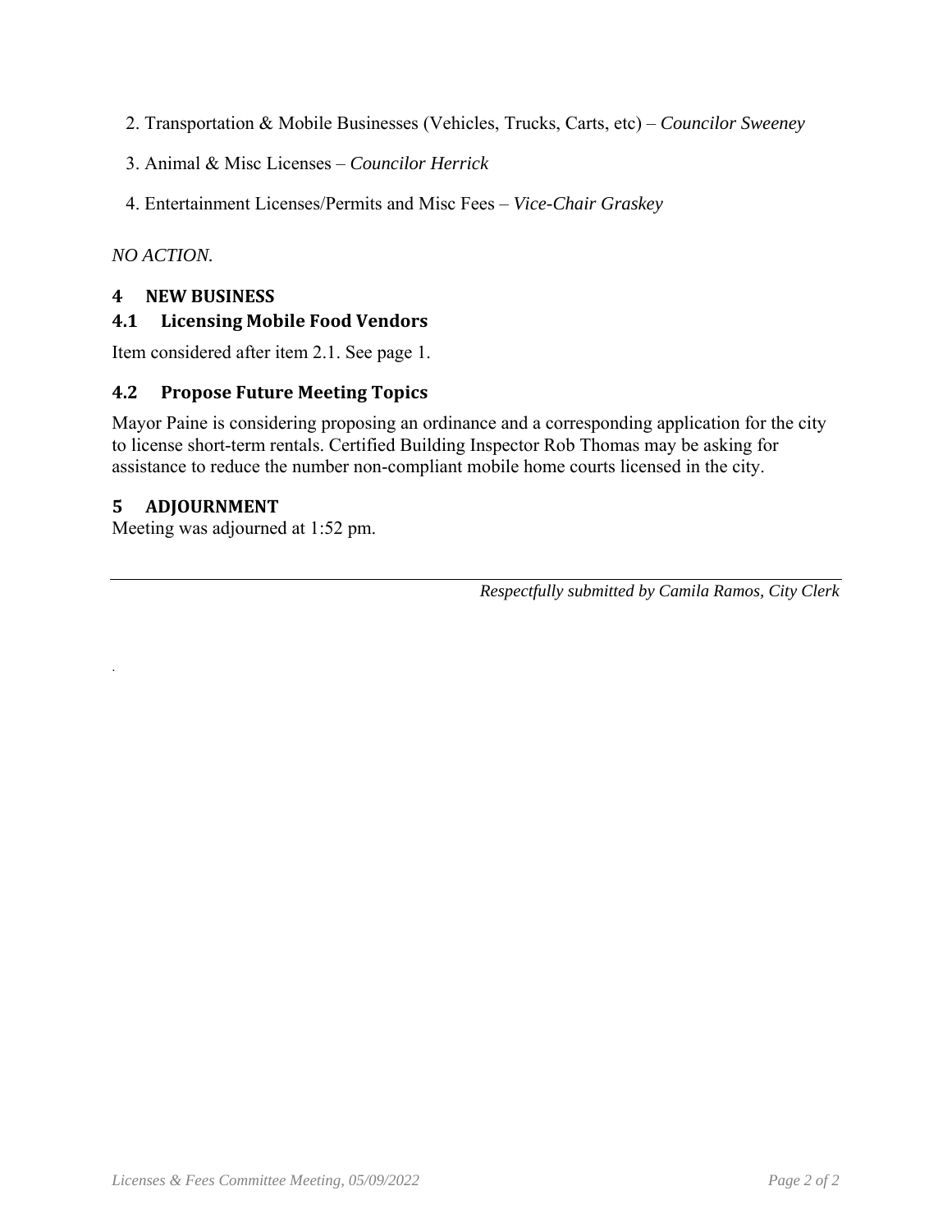2. Transportation & Mobile Businesses (Vehicles, Trucks, Carts, etc) – *Councilor Sweeney*

3. Animal & Misc Licenses – *Councilor Herrick*

4. Entertainment Licenses/Permits and Misc Fees – *Vice-Chair Graskey*

*NO ACTION.*

# 4 NEW BUSINESS

## 4.1 Licensing Mobile Food Vendors

Item considered after item 2.1. See page 1.

## 4.2 Propose Future Meeting Topics

Mayor Paine is considering proposing an ordinance and a corresponding application for the city to license short-term rentals. Certified Building Inspector Rob Thomas may be asking for assistance to reduce the number non-compliant mobile home courts licensed in the city.

# 5 ADJOURNMENT

Meeting was adjourned at 1:52 pm.

---

*Respectfully submitted by Camila Ramos, City Clerk*